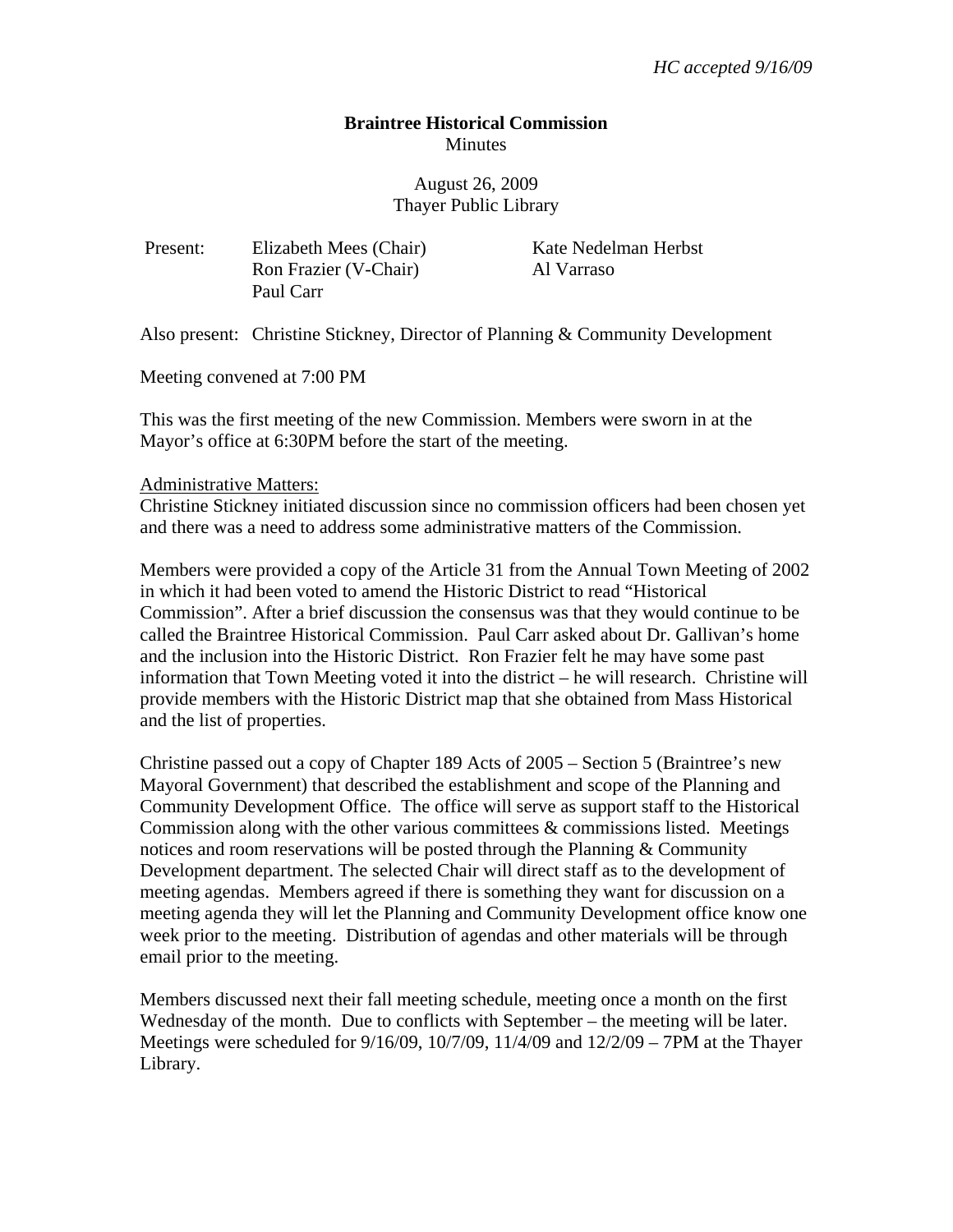*HC accepted 9/16/09*

**Braintree Historical Commission**
Minutes

August 26, 2009
Thayer Public Library

Present: Elizabeth Mees (Chair), Ron Frazier (V-Chair), Paul Carr, Kate Nedelman Herbst, Al Varraso

Also present: Christine Stickney, Director of Planning & Community Development

Meeting convened at 7:00 PM

This was the first meeting of the new Commission. Members were sworn in at the Mayor's office at 6:30PM before the start of the meeting.

Administrative Matters:

Christine Stickney initiated discussion since no commission officers had been chosen yet and there was a need to address some administrative matters of the Commission.

Members were provided a copy of the Article 31 from the Annual Town Meeting of 2002 in which it had been voted to amend the Historic District to read "Historical Commission". After a brief discussion the consensus was that they would continue to be called the Braintree Historical Commission. Paul Carr asked about Dr. Gallivan's home and the inclusion into the Historic District. Ron Frazier felt he may have some past information that Town Meeting voted it into the district – he will research. Christine will provide members with the Historic District map that she obtained from Mass Historical and the list of properties.

Christine passed out a copy of Chapter 189 Acts of 2005 – Section 5 (Braintree's new Mayoral Government) that described the establishment and scope of the Planning and Community Development Office. The office will serve as support staff to the Historical Commission along with the other various committees & commissions listed. Meetings notices and room reservations will be posted through the Planning & Community Development department. The selected Chair will direct staff as to the development of meeting agendas. Members agreed if there is something they want for discussion on a meeting agenda they will let the Planning and Community Development office know one week prior to the meeting. Distribution of agendas and other materials will be through email prior to the meeting.

Members discussed next their fall meeting schedule, meeting once a month on the first Wednesday of the month. Due to conflicts with September – the meeting will be later. Meetings were scheduled for 9/16/09, 10/7/09, 11/4/09 and 12/2/09 – 7PM at the Thayer Library.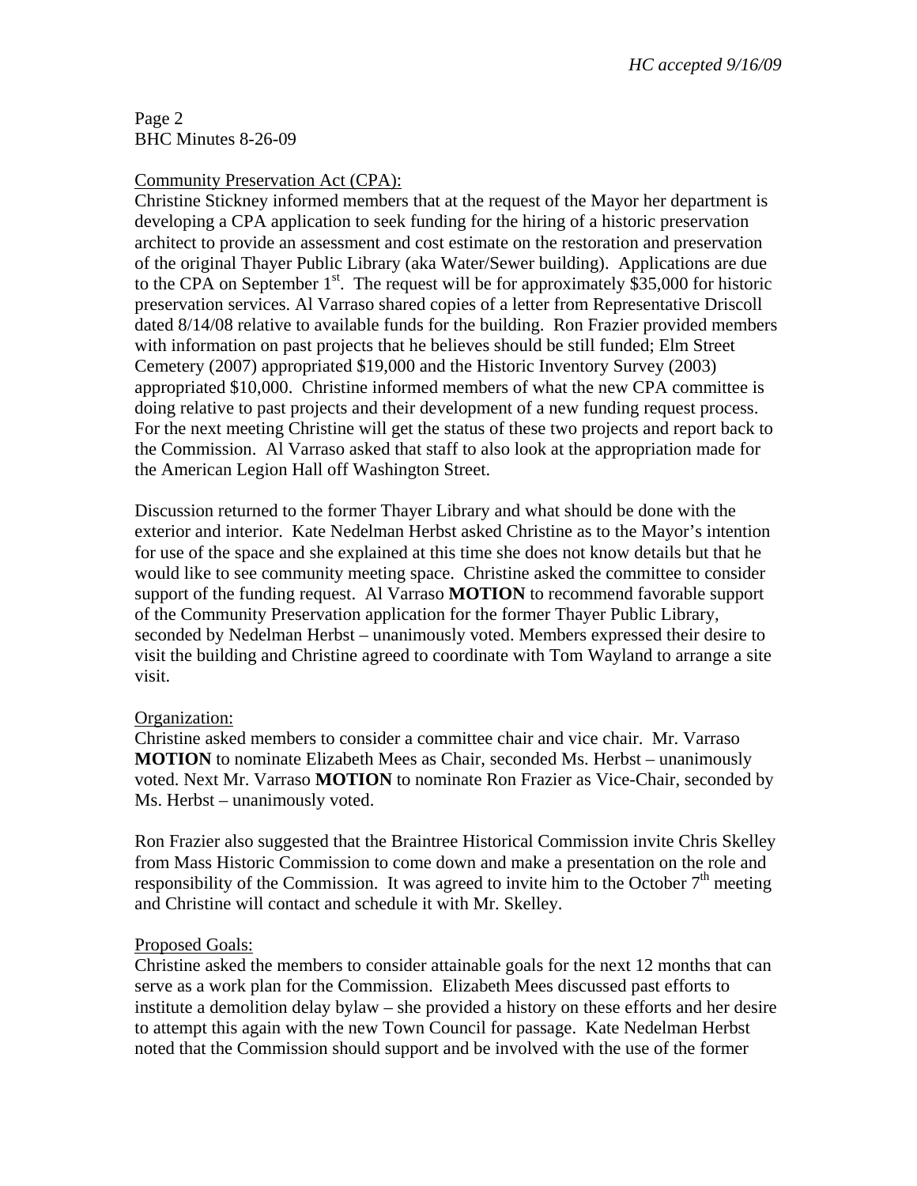*HC accepted 9/16/09*

Page 2
BHC Minutes 8-26-09

Community Preservation Act (CPA):
Christine Stickney informed members that at the request of the Mayor her department is developing a CPA application to seek funding for the hiring of a historic preservation architect to provide an assessment and cost estimate on the restoration and preservation of the original Thayer Public Library (aka Water/Sewer building). Applications are due to the CPA on September 1st. The request will be for approximately $35,000 for historic preservation services. Al Varraso shared copies of a letter from Representative Driscoll dated 8/14/08 relative to available funds for the building. Ron Frazier provided members with information on past projects that he believes should be still funded; Elm Street Cemetery (2007) appropriated $19,000 and the Historic Inventory Survey (2003) appropriated $10,000. Christine informed members of what the new CPA committee is doing relative to past projects and their development of a new funding request process. For the next meeting Christine will get the status of these two projects and report back to the Commission. Al Varraso asked that staff to also look at the appropriation made for the American Legion Hall off Washington Street.

Discussion returned to the former Thayer Library and what should be done with the exterior and interior. Kate Nedelman Herbst asked Christine as to the Mayor's intention for use of the space and she explained at this time she does not know details but that he would like to see community meeting space. Christine asked the committee to consider support of the funding request. Al Varraso **MOTION** to recommend favorable support of the Community Preservation application for the former Thayer Public Library, seconded by Nedelman Herbst – unanimously voted. Members expressed their desire to visit the building and Christine agreed to coordinate with Tom Wayland to arrange a site visit.

Organization:
Christine asked members to consider a committee chair and vice chair. Mr. Varraso **MOTION** to nominate Elizabeth Mees as Chair, seconded Ms. Herbst – unanimously voted. Next Mr. Varraso **MOTION** to nominate Ron Frazier as Vice-Chair, seconded by Ms. Herbst – unanimously voted.

Ron Frazier also suggested that the Braintree Historical Commission invite Chris Skelley from Mass Historic Commission to come down and make a presentation on the role and responsibility of the Commission. It was agreed to invite him to the October 7th meeting and Christine will contact and schedule it with Mr. Skelley.

Proposed Goals:
Christine asked the members to consider attainable goals for the next 12 months that can serve as a work plan for the Commission. Elizabeth Mees discussed past efforts to institute a demolition delay bylaw – she provided a history on these efforts and her desire to attempt this again with the new Town Council for passage. Kate Nedelman Herbst noted that the Commission should support and be involved with the use of the former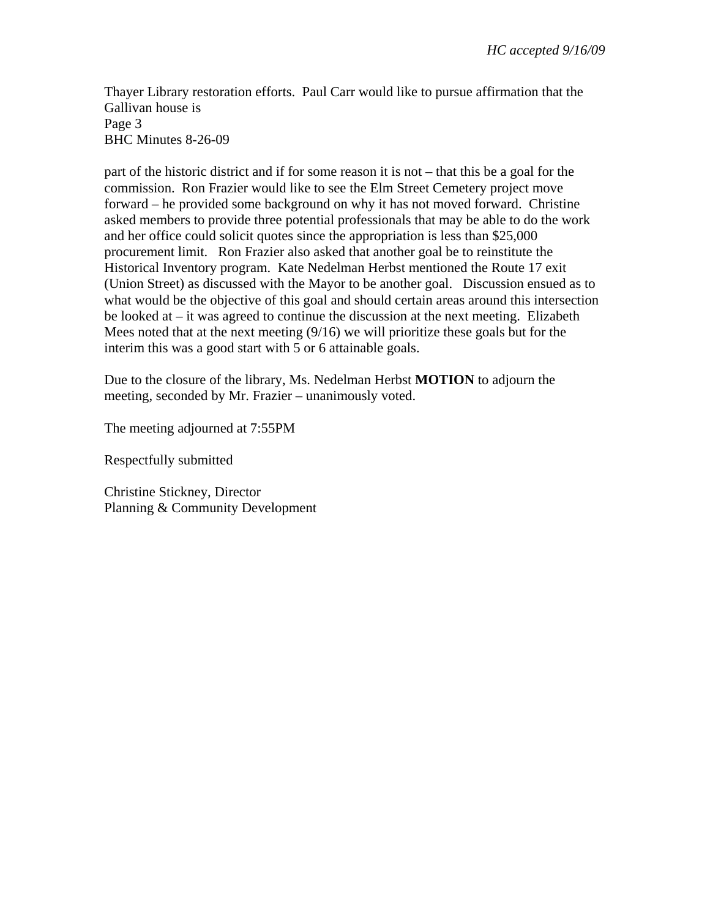Thayer Library restoration efforts. Paul Carr would like to pursue affirmation that the Gallivan house is part of the historic district and if for some reason it is not – that this be a goal for the commission. Ron Frazier would like to see the Elm Street Cemetery project move forward – he provided some background on why it has not moved forward. Christine asked members to provide three potential professionals that may be able to do the work and her office could solicit quotes since the appropriation is less than $25,000 procurement limit. Ron Frazier also asked that another goal be to reinstitute the Historical Inventory program. Kate Nedelman Herbst mentioned the Route 17 exit (Union Street) as discussed with the Mayor to be another goal. Discussion ensued as to what would be the objective of this goal and should certain areas around this intersection be looked at – it was agreed to continue the discussion at the next meeting. Elizabeth Mees noted that at the next meeting (9/16) we will prioritize these goals but for the interim this was a good start with 5 or 6 attainable goals.

Due to the closure of the library, Ms. Nedelman Herbst **MOTION** to adjourn the meeting, seconded by Mr. Frazier – unanimously voted.

The meeting adjourned at 7:55PM

Respectfully submitted

Christine Stickney, Director
Planning & Community Development